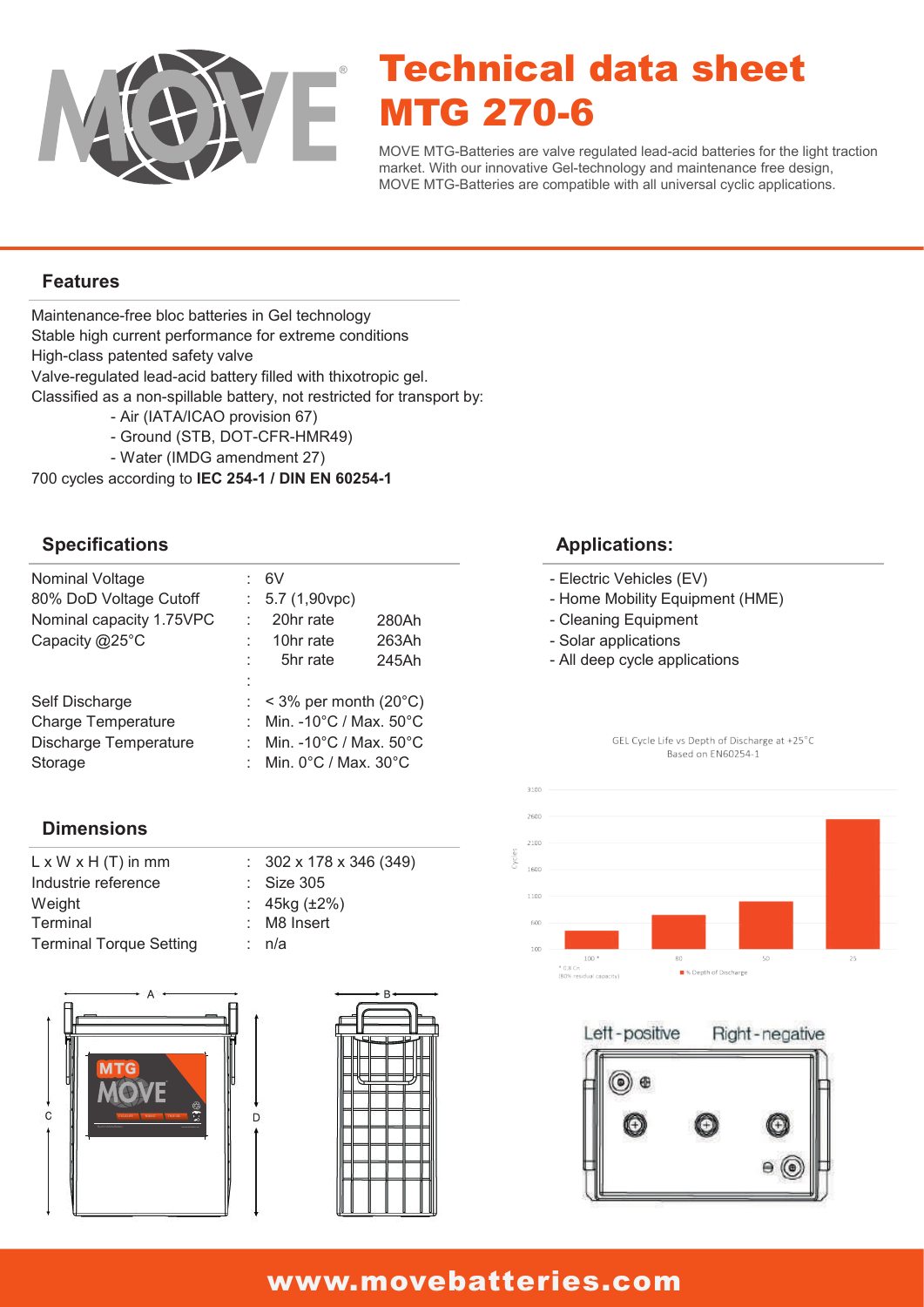# Technical data sheet
# MTG 270-6

MOVE MTG-Batteries are valve regulated lead-acid batteries for the light traction market. With our innovative Gel-technology and maintenance free design, MOVE MTG-Batteries are compatible with all universal cyclic applications.

## Features

Maintenance-free bloc batteries in Gel technology
Stable high current performance for extreme conditions
High-class patented safety valve
Valve-regulated lead-acid battery filled with thixotropic gel.
Classified as a non-spillable battery, not restricted for transport by:

- Air (IATA/ICAO provision 67)
- Ground (STB, DOT-CFR-HMR49)
- Water (IMDG amendment 27)

700 cycles according to **IEC 254-1 / DIN EN 60254-1**

## Specifications

| | | | |
|---|---|---|---|
| Nominal Voltage | : | 6V | |
| 80% DoD Voltage Cutoff | : | 5.7 (1,90vpc) | |
| Nominal capacity 1.75VPC | : | 20hr rate | 280Ah |
| Capacity @25°C | : | 10hr rate | 263Ah |
| | : | 5hr rate | 245Ah |
| | : | | |
| Self Discharge | : | < 3% per month (20°C) | |
| Charge Temperature | : | Min. -10°C / Max. 50°C | |
| Discharge Temperature | : | Min. -10°C / Max. 50°C | |
| Storage | : | Min. 0°C / Max. 30°C | |

## Dimensions

| | | |
|---|---|---|
| L x W x H (T) in mm | : | 302 x 178 x 346 (349) |
| Industrie reference | : | Size 305 |
| Weight | : | 45kg (±2%) |
| Terminal | : | M8 Insert |
| Terminal Torque Setting | : | n/a |

## Applications:

- Electric Vehicles (EV)
- Home Mobility Equipment (HME)
- Cleaning Equipment
- Solar applications
- All deep cycle applications

GEL Cycle Life vs Depth of Discharge at +25°C
Based on EN60254-1

Left - positive    Right - negative

www.movebatteries.com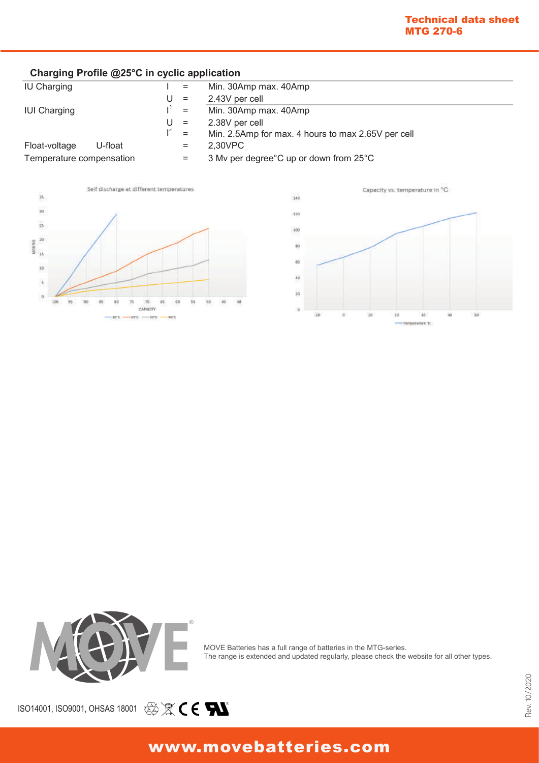## Charging Profile @25°C in cyclic application

| | | | |
|---|---|---|---|
| IU Charging | I | = | Min. 30Amp max. 40Amp |
| | U | = | 2.43V per cell |
| IUI Charging | $I^1$ | = | Min. 30Amp max. 40Amp |
| | U | = | 2.38V per cell |
| | $I^2$ | = | Min. 2.5Amp for max. 4 hours to max 2.65V per cell |
| Float-voltage U-float | | = | 2,30VPC |
| Temperature compensation | | = | 3 Mv per degree°C up or down from 25°C |

Self discharge at different temperatures

MONTHS

35
30
25
20
15
10
5
0

100 95 90 85 80 75 70 65 60 55 50 45 40

CAPACITY

10°C 20°C 30°C 40°C

Capacity vs. temperature in °C

140
120
100
80
60
40
20
0

-10 0 10 20 30 40 50

Temperature °C

MOVE Batteries has a full range of batteries in the MTG-series.
The range is extended and updated regularly, please check the website for all other types.

ISO14001, ISO9001, OHSAS 18001

Rev. 10/2020

www.movebatteries.com